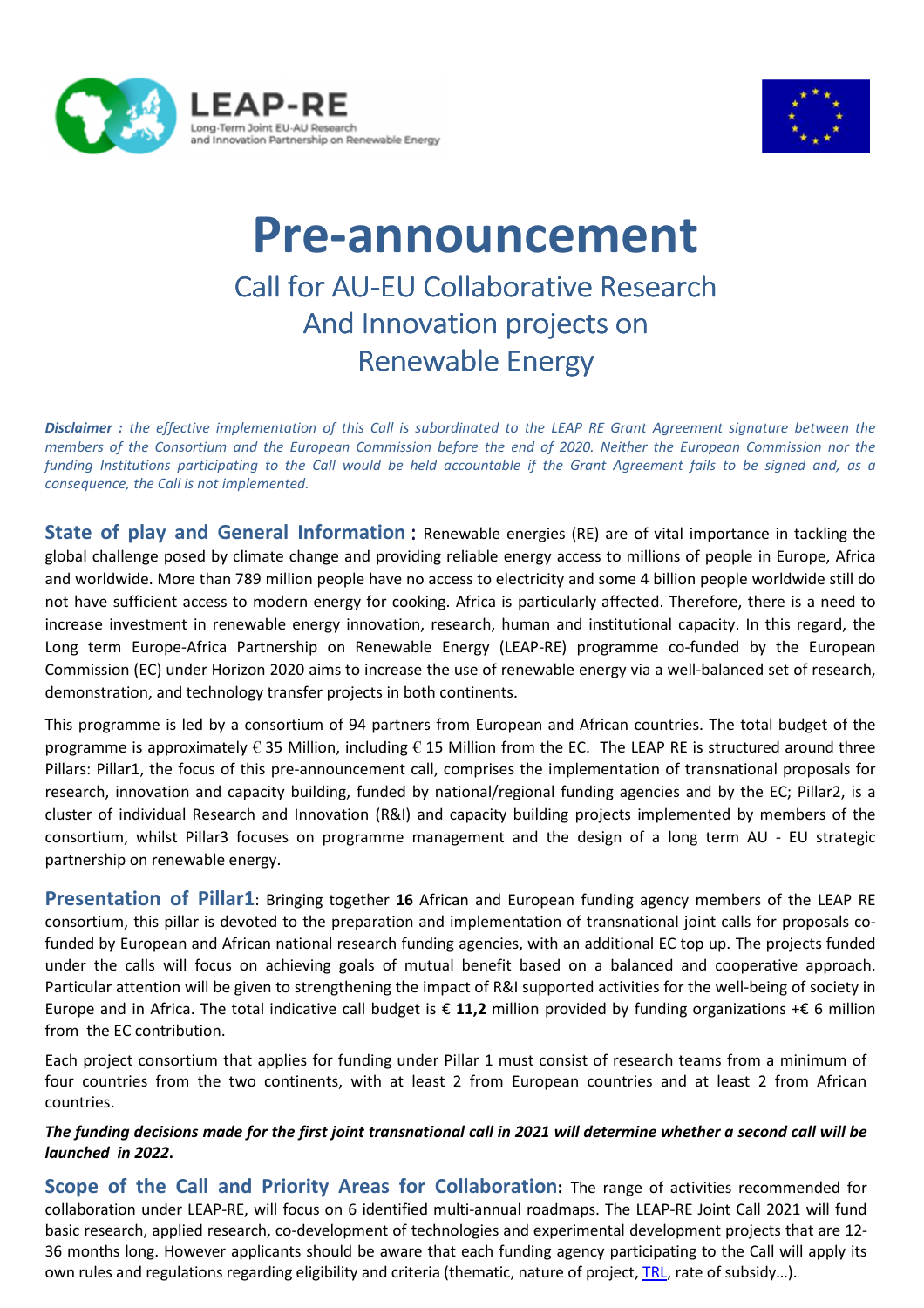LEAP-RE
Long-Term Joint EU-AU Research and Innovation Partnership on Renewable Energy

# Pre-announcement

## Call for AU-EU Collaborative Research And Innovation projects on Renewable Energy

***Disclaimer :*** *the effective implementation of this Call is subordinated to the LEAP RE Grant Agreement signature between the members of the Consortium and the European Commission before the end of 2020. Neither the European Commission nor the funding Institutions participating to the Call would be held accountable if the Grant Agreement fails to be signed and, as a consequence, the Call is not implemented.*

**State of play and General Information :** Renewable energies (RE) are of vital importance in tackling the global challenge posed by climate change and providing reliable energy access to millions of people in Europe, Africa and worldwide. More than 789 million people have no access to electricity and some 4 billion people worldwide still do not have sufficient access to modern energy for cooking. Africa is particularly affected. Therefore, there is a need to increase investment in renewable energy innovation, research, human and institutional capacity. In this regard, the Long term Europe-Africa Partnership on Renewable Energy (LEAP-RE) programme co-funded by the European Commission (EC) under Horizon 2020 aims to increase the use of renewable energy via a well-balanced set of research, demonstration, and technology transfer projects in both continents.

This programme is led by a consortium of 94 partners from European and African countries. The total budget of the programme is approximately € 35 Million, including € 15 Million from the EC. The LEAP RE is structured around three Pillars: Pillar1, the focus of this pre-announcement call, comprises the implementation of transnational proposals for research, innovation and capacity building, funded by national/regional funding agencies and by the EC; Pillar2, is a cluster of individual Research and Innovation (R&I) and capacity building projects implemented by members of the consortium, whilst Pillar3 focuses on programme management and the design of a long term AU - EU strategic partnership on renewable energy.

**Presentation of Pillar1**: Bringing together **16** African and European funding agency members of the LEAP RE consortium, this pillar is devoted to the preparation and implementation of transnational joint calls for proposals co-funded by European and African national research funding agencies, with an additional EC top up. The projects funded under the calls will focus on achieving goals of mutual benefit based on a balanced and cooperative approach. Particular attention will be given to strengthening the impact of R&I supported activities for the well-being of society in Europe and in Africa. The total indicative call budget is € **11,2** million provided by funding organizations +€ 6 million from the EC contribution.

Each project consortium that applies for funding under Pillar 1 must consist of research teams from a minimum of four countries from the two continents, with at least 2 from European countries and at least 2 from African countries.

***The funding decisions made for the first joint transnational call in 2021 will determine whether a second call will be launched in 2022.***

**Scope of the Call and Priority Areas for Collaboration:** The range of activities recommended for collaboration under LEAP-RE, will focus on 6 identified multi-annual roadmaps. The LEAP-RE Joint Call 2021 will fund basic research, applied research, co-development of technologies and experimental development projects that are 12-36 months long. However applicants should be aware that each funding agency participating to the Call will apply its own rules and regulations regarding eligibility and criteria (thematic, nature of project, TRL, rate of subsidy…).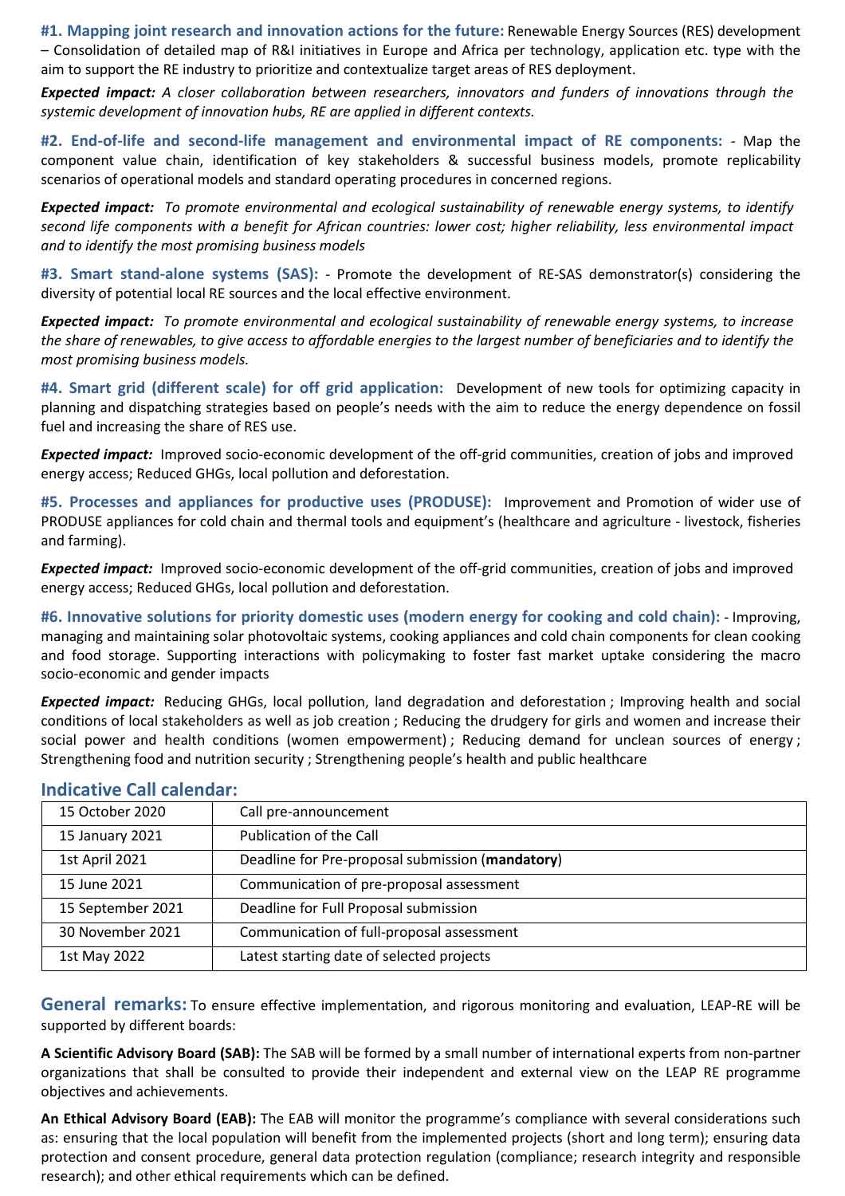**#1. Mapping joint research and innovation actions for the future:** Renewable Energy Sources (RES) development – Consolidation of detailed map of R&I initiatives in Europe and Africa per technology, application etc. type with the aim to support the RE industry to prioritize and contextualize target areas of RES deployment.

***Expected impact:*** *A closer collaboration between researchers, innovators and funders of innovations through the systemic development of innovation hubs, RE are applied in different contexts.*

**#2. End-of-life and second-life management and environmental impact of RE components:** - Map the component value chain, identification of key stakeholders & successful business models, promote replicability scenarios of operational models and standard operating procedures in concerned regions.

***Expected impact:*** *To promote environmental and ecological sustainability of renewable energy systems, to identify second life components with a benefit for African countries: lower cost; higher reliability, less environmental impact and to identify the most promising business models*

**#3. Smart stand-alone systems (SAS):** - Promote the development of RE-SAS demonstrator(s) considering the diversity of potential local RE sources and the local effective environment.

***Expected impact:*** *To promote environmental and ecological sustainability of renewable energy systems, to increase the share of renewables, to give access to affordable energies to the largest number of beneficiaries and to identify the most promising business models.*

**#4. Smart grid (different scale) for off grid application:** Development of new tools for optimizing capacity in planning and dispatching strategies based on people's needs with the aim to reduce the energy dependence on fossil fuel and increasing the share of RES use.

***Expected impact:*** Improved socio-economic development of the off-grid communities, creation of jobs and improved energy access; Reduced GHGs, local pollution and deforestation.

**#5. Processes and appliances for productive uses (PRODUSE):** Improvement and Promotion of wider use of PRODUSE appliances for cold chain and thermal tools and equipment's (healthcare and agriculture - livestock, fisheries and farming).

***Expected impact:*** Improved socio-economic development of the off-grid communities, creation of jobs and improved energy access; Reduced GHGs, local pollution and deforestation.

**#6. Innovative solutions for priority domestic uses (modern energy for cooking and cold chain):** - Improving, managing and maintaining solar photovoltaic systems, cooking appliances and cold chain components for clean cooking and food storage. Supporting interactions with policymaking to foster fast market uptake considering the macro socio-economic and gender impacts

***Expected impact:*** Reducing GHGs, local pollution, land degradation and deforestation ; Improving health and social conditions of local stakeholders as well as job creation ; Reducing the drudgery for girls and women and increase their social power and health conditions (women empowerment) ; Reducing demand for unclean sources of energy ; Strengthening food and nutrition security ; Strengthening people's health and public healthcare

## Indicative Call calendar:

| | |
|---|---|
| 15 October 2020 | Call pre-announcement |
| 15 January 2021 | Publication of the Call |
| 1st April 2021 | Deadline for Pre-proposal submission (**mandatory**) |
| 15 June 2021 | Communication of pre-proposal assessment |
| 15 September 2021 | Deadline for Full Proposal submission |
| 30 November 2021 | Communication of full-proposal assessment |
| 1st May 2022 | Latest starting date of selected projects |

**General remarks:** To ensure effective implementation, and rigorous monitoring and evaluation, LEAP-RE will be supported by different boards:

**A Scientific Advisory Board (SAB):** The SAB will be formed by a small number of international experts from non-partner organizations that shall be consulted to provide their independent and external view on the LEAP RE programme objectives and achievements.

**An Ethical Advisory Board (EAB):** The EAB will monitor the programme's compliance with several considerations such as: ensuring that the local population will benefit from the implemented projects (short and long term); ensuring data protection and consent procedure, general data protection regulation (compliance; research integrity and responsible research); and other ethical requirements which can be defined.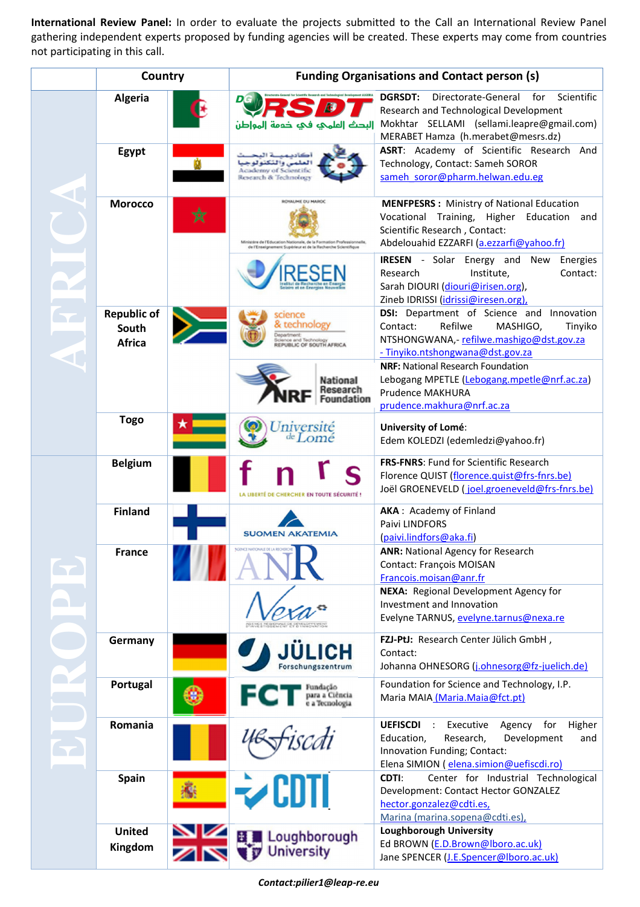**International Review Panel:** In order to evaluate the projects submitted to the Call an International Review Panel gathering independent experts proposed by funding agencies will be created. These experts may come from countries not participating in this call.

| | Country | | Funding Organisations and Contact person (s) | |
|---|---|---|---|---|
| AFRICA | Algeria | | DGRSDT البحث العلمي في خدمة المواطن | **DGRSDT:** Directorate-General for Scientific Research and Technological Development Mokhtar SELLAMI (sellami.leapre@gmail.com) MERABET Hamza (h.merabet@mesrs.dz) |
| | Egypt | | أكاديمية البحث العلمي والتكنولوجيا Academy of Scientific Research & Technology | **ASRT**: Academy of Scientific Research And Technology, Contact: Sameh SOROR sameh_soror@pharm.helwan.edu.eg |
| | Morocco | | ROYAUME DU MAROC Ministère de l'Education Nationale, de la Formation Professionnelle, de l'Enseignement Supérieur et de la Recherche Scientifique | **MENFPESRS :** Ministry of National Education Vocational Training, Higher Education and Scientific Research , Contact: Abdelouahid EZZARFI (a.ezzarfi@yahoo.fr) |
| | | | IRESEN Institut de Recherche en Energie Solaire et en Energies Nouvelles | **IRESEN** - Solar Energy and New Energies Research Institute, Contact: Sarah DIOURI (diouri@irisen.org), Zineb IDRISSI (idrissi@iresen.org), |
| | Republic of South Africa | | science & technology Department: Science and Technology REPUBLIC OF SOUTH AFRICA | **DSI:** Department of Science and Innovation Contact: Refilwe MASHIGO, Tinyiko NTSHONGWANA,- refilwe.mashigo@dst.gov.za - Tinyiko.ntshongwana@dst.gov.za |
| | | | NRF National Research Foundation | **NRF:** National Research Foundation Lebogang MPETLE (Lebogang.mpetle@nrf.ac.za) Prudence MAKHURA prudence.makhura@nrf.ac.za |
| | Togo | | Université de Lomé | **University of Lomé**: Edem KOLEDZI (edemledzi@yahoo.fr) |
| EUROPE | Belgium | | f n r s LA LIBERTÉ DE CHERCHER EN TOUTE SÉCURITÉ ! | **FRS-FNRS**: Fund for Scientific Research Florence QUIST (florence.quist@frs-fnrs.be) Joël GROENEVELD ( joel.groeneveld@frs-fnrs.be) |
| | Finland | | SUOMEN AKATEMIA | **AKA** : Academy of Finland Paivi LINDFORS (paivi.lindfors@aka.fi) |
| | France | | ANR | **ANR:** National Agency for Research Contact: François MOISAN Francois.moisan@anr.fr |
| | | | Nexa | **NEXA:** Regional Development Agency for Investment and Innovation Evelyne TARNUS, evelyne.tarnus@nexa.re |
| | Germany | | JÜLICH Forschungszentrum | **FZJ-PtJ:** Research Center Jülich GmbH , Contact: Johanna OHNESORG (j.ohnesorg@fz-juelich.de) |
| | Portugal | | FCT Fundação para a Ciência e a Tecnologia | Foundation for Science and Technology, I.P. Maria MAIA (Maria.Maia@fct.pt) |
| | Romania | | uefiscdi | **UEFISCDI** : Executive Agency for Higher Education, Research, Development and Innovation Funding; Contact: Elena SIMION ( elena.simion@uefiscdi.ro) |
| | Spain | | CDTI | **CDTI**: Center for Industrial Technological Development: Contact Hector GONZALEZ hector.gonzalez@cdti.es, Marina (marina.sopena@cdti.es), |
| | United Kingdom | | Loughborough University | **Loughborough University** Ed BROWN (E.D.Brown@lboro.ac.uk) Jane SPENCER (J.E.Spencer@lboro.ac.uk) |

***Contact:pilier1@leap-re.eu***